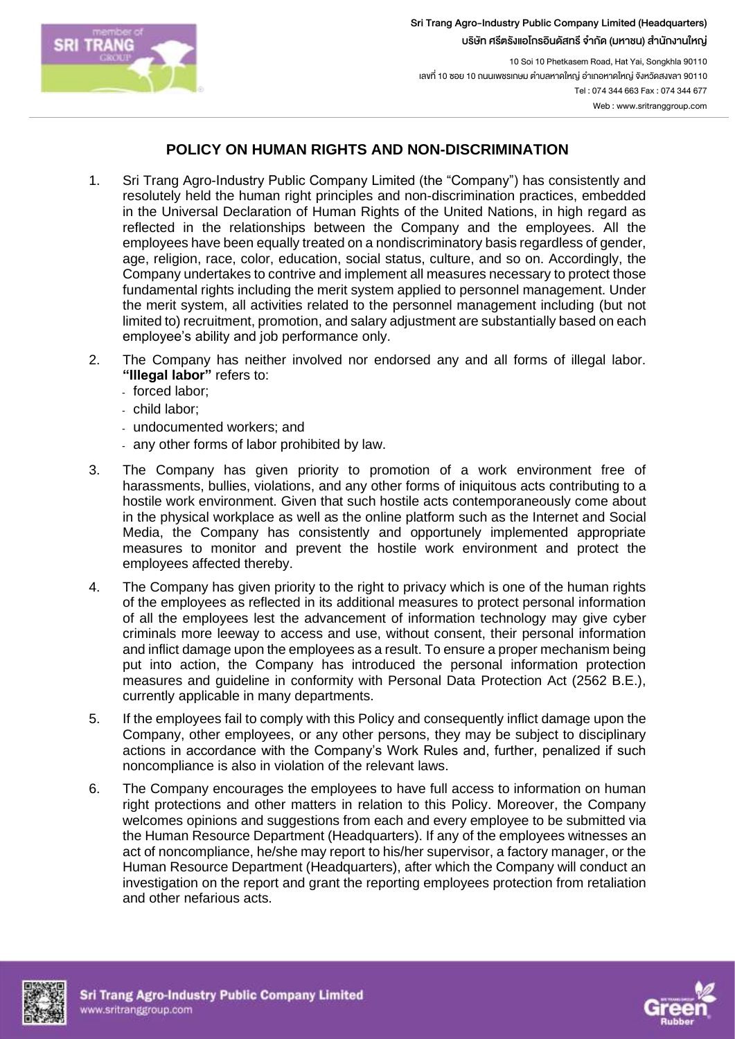# POLICY ON HUMAN RIGHTS AND NON-DISCRIMINATION

1. Sri Trang Agro-Industry Public Company Limited (the "Company") has consistently and resolutely held the human right principles and non-discrimination practices, embedded in the Universal Declaration of Human Rights of the United Nations, in high regard as reflected in the relationships between the Company and the employees. All the employees have been equally treated on a nondiscriminatory basis regardless of gender, age, religion, race, color, education, social status, culture, and so on. Accordingly, the Company undertakes to contrive and implement all measures necessary to protect those fundamental rights including the merit system applied to personnel management. Under the merit system, all activities related to the personnel management including (but not limited to) recruitment, promotion, and salary adjustment are substantially based on each employee's ability and job performance only.

2. The Company has neither involved nor endorsed any and all forms of illegal labor. **"Illegal labor"** refers to:
   - forced labor;
   - child labor;
   - undocumented workers; and
   - any other forms of labor prohibited by law.

3. The Company has given priority to promotion of a work environment free of harassments, bullies, violations, and any other forms of iniquitous acts contributing to a hostile work environment. Given that such hostile acts contemporaneously come about in the physical workplace as well as the online platform such as the Internet and Social Media, the Company has consistently and opportunely implemented appropriate measures to monitor and prevent the hostile work environment and protect the employees affected thereby.

4. The Company has given priority to the right to privacy which is one of the human rights of the employees as reflected in its additional measures to protect personal information of all the employees lest the advancement of information technology may give cyber criminals more leeway to access and use, without consent, their personal information and inflict damage upon the employees as a result. To ensure a proper mechanism being put into action, the Company has introduced the personal information protection measures and guideline in conformity with Personal Data Protection Act (2562 B.E.), currently applicable in many departments.

5. If the employees fail to comply with this Policy and consequently inflict damage upon the Company, other employees, or any other persons, they may be subject to disciplinary actions in accordance with the Company's Work Rules and, further, penalized if such noncompliance is also in violation of the relevant laws.

6. The Company encourages the employees to have full access to information on human right protections and other matters in relation to this Policy. Moreover, the Company welcomes opinions and suggestions from each and every employee to be submitted via the Human Resource Department (Headquarters). If any of the employees witnesses an act of noncompliance, he/she may report to his/her supervisor, a factory manager, or the Human Resource Department (Headquarters), after which the Company will conduct an investigation on the report and grant the reporting employees protection from retaliation and other nefarious acts.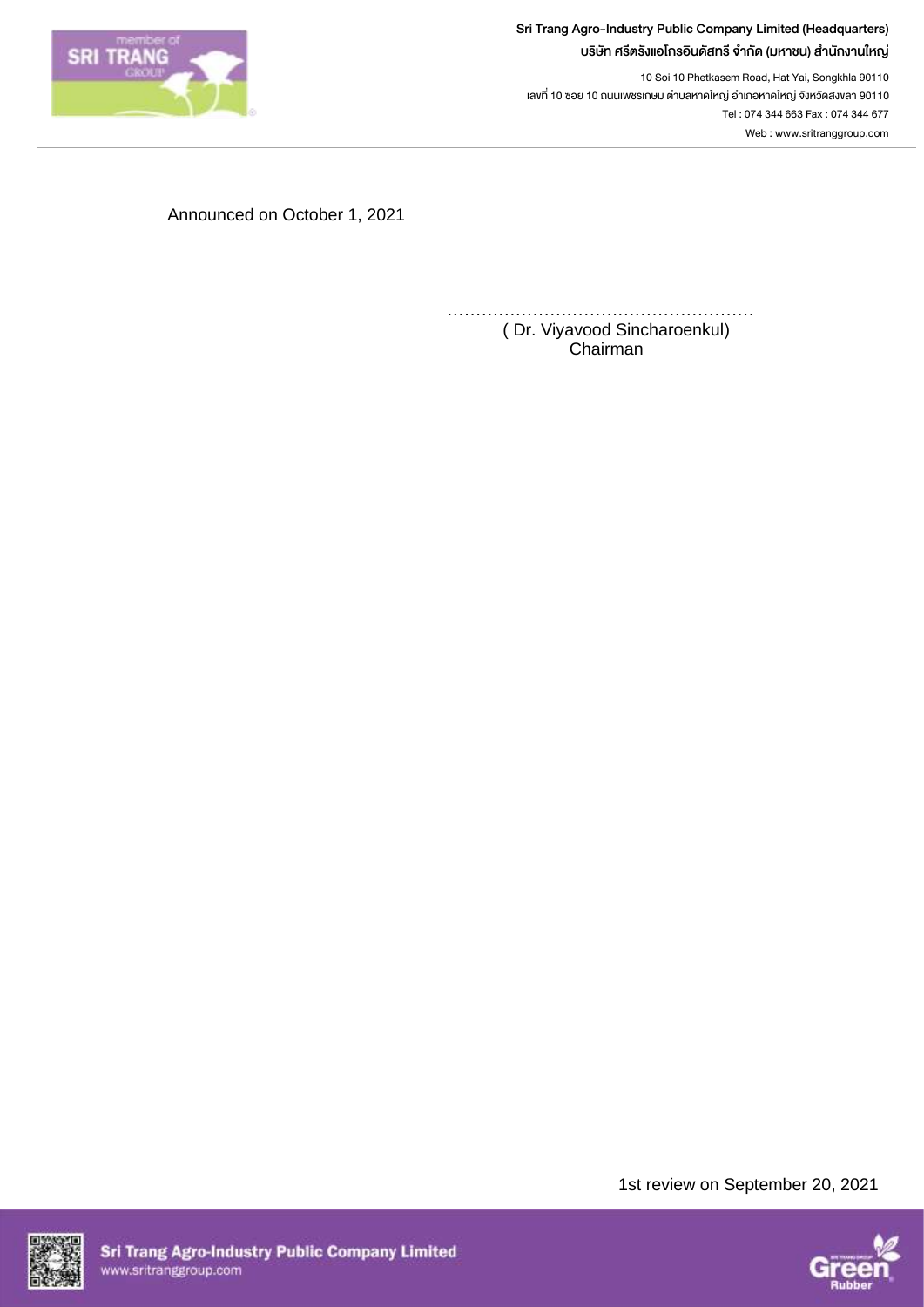Announced on October 1, 2021

………………………………………………
( Dr. Viyavood Sincharoenkul)
Chairman

1st review on September 20, 2021